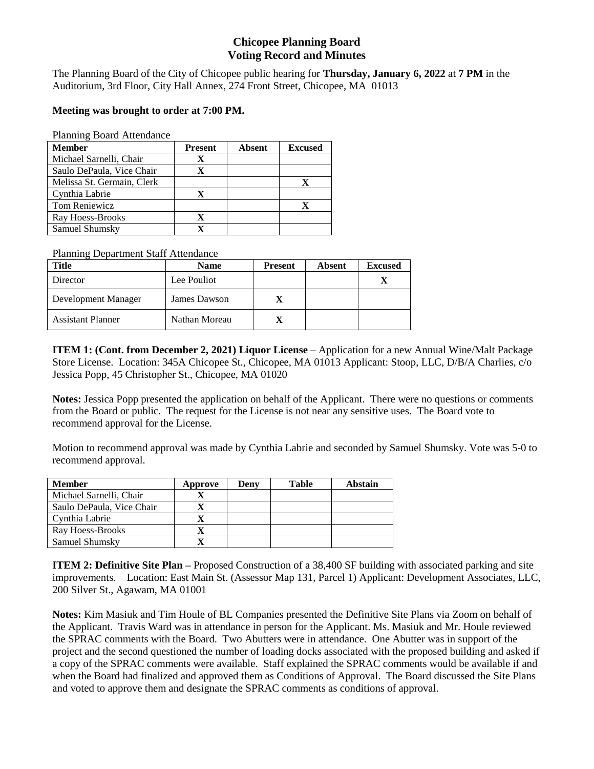# Chicopee Planning Board
## Voting Record and Minutes

The Planning Board of the City of Chicopee public hearing for **Thursday, January 6, 2022** at **7 PM** in the Auditorium, 3rd Floor, City Hall Annex, 274 Front Street, Chicopee, MA 01013

**Meeting was brought to order at 7:00 PM.**

Planning Board Attendance

| Member | Present | Absent | Excused |
|---|---|---|---|
| Michael Sarnelli, Chair | X | | |
| Saulo DePaula, Vice Chair | X | | |
| Melissa St. Germain, Clerk | | | X |
| Cynthia Labrie | X | | |
| Tom Reniewicz | | | X |
| Ray Hoess-Brooks | X | | |
| Samuel Shumsky | X | | |

Planning Department Staff Attendance

| Title | Name | Present | Absent | Excused |
|---|---|---|---|---|
| Director | Lee Pouliot | | | X |
| Development Manager | James Dawson | X | | |
| Assistant Planner | Nathan Moreau | X | | |

**ITEM 1: (Cont. from December 2, 2021) Liquor License** – Application for a new Annual Wine/Malt Package Store License. Location: 345A Chicopee St., Chicopee, MA 01013 Applicant: Stoop, LLC, D/B/A Charlies, c/o Jessica Popp, 45 Christopher St., Chicopee, MA 01020

**Notes:** Jessica Popp presented the application on behalf of the Applicant. There were no questions or comments from the Board or public. The request for the License is not near any sensitive uses. The Board vote to recommend approval for the License.

Motion to recommend approval was made by Cynthia Labrie and seconded by Samuel Shumsky. Vote was 5-0 to recommend approval.

| Member | Approve | Deny | Table | Abstain |
|---|---|---|---|---|
| Michael Sarnelli, Chair | X | | | |
| Saulo DePaula, Vice Chair | X | | | |
| Cynthia Labrie | X | | | |
| Ray Hoess-Brooks | X | | | |
| Samuel Shumsky | X | | | |

**ITEM 2: Definitive Site Plan –** Proposed Construction of a 38,400 SF building with associated parking and site improvements. Location: East Main St. (Assessor Map 131, Parcel 1) Applicant: Development Associates, LLC, 200 Silver St., Agawam, MA 01001

**Notes:** Kim Masiuk and Tim Houle of BL Companies presented the Definitive Site Plans via Zoom on behalf of the Applicant. Travis Ward was in attendance in person for the Applicant. Ms. Masiuk and Mr. Houle reviewed the SPRAC comments with the Board. Two Abutters were in attendance. One Abutter was in support of the project and the second questioned the number of loading docks associated with the proposed building and asked if a copy of the SPRAC comments were available. Staff explained the SPRAC comments would be available if and when the Board had finalized and approved them as Conditions of Approval. The Board discussed the Site Plans and voted to approve them and designate the SPRAC comments as conditions of approval.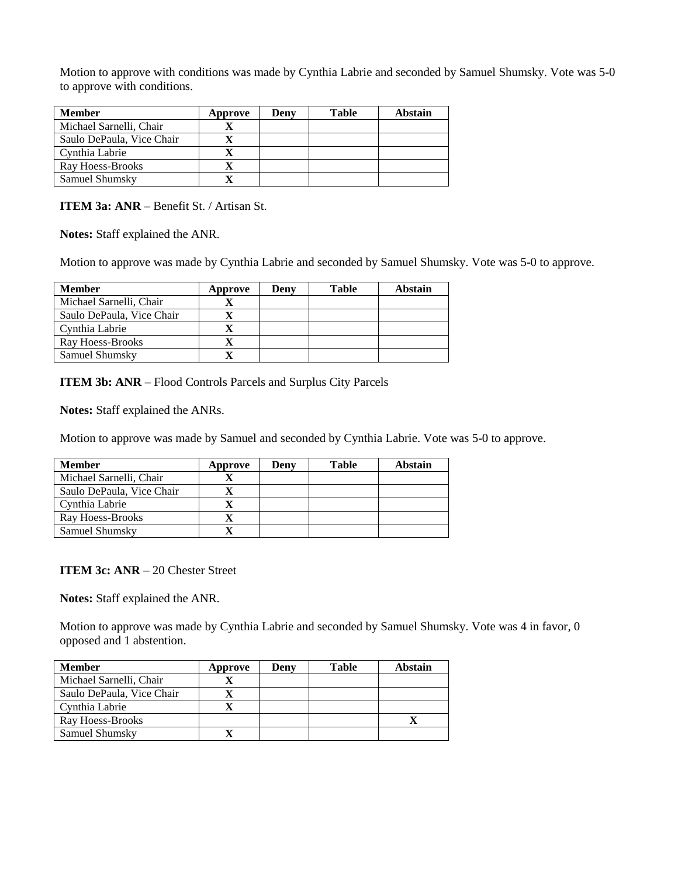Motion to approve with conditions was made by Cynthia Labrie and seconded by Samuel Shumsky. Vote was 5-0 to approve with conditions.

| Member | Approve | Deny | Table | Abstain |
|---|---|---|---|---|
| Michael Sarnelli, Chair | X | | | |
| Saulo DePaula, Vice Chair | X | | | |
| Cynthia Labrie | X | | | |
| Ray Hoess-Brooks | X | | | |
| Samuel Shumsky | X | | | |

**ITEM 3a: ANR** – Benefit St. / Artisan St.

**Notes:** Staff explained the ANR.

Motion to approve was made by Cynthia Labrie and seconded by Samuel Shumsky. Vote was 5-0 to approve.

| Member | Approve | Deny | Table | Abstain |
|---|---|---|---|---|
| Michael Sarnelli, Chair | X | | | |
| Saulo DePaula, Vice Chair | X | | | |
| Cynthia Labrie | X | | | |
| Ray Hoess-Brooks | X | | | |
| Samuel Shumsky | X | | | |

**ITEM 3b: ANR** – Flood Controls Parcels and Surplus City Parcels

**Notes:** Staff explained the ANRs.

Motion to approve was made by Samuel and seconded by Cynthia Labrie. Vote was 5-0 to approve.

| Member | Approve | Deny | Table | Abstain |
|---|---|---|---|---|
| Michael Sarnelli, Chair | X | | | |
| Saulo DePaula, Vice Chair | X | | | |
| Cynthia Labrie | X | | | |
| Ray Hoess-Brooks | X | | | |
| Samuel Shumsky | X | | | |

**ITEM 3c: ANR** – 20 Chester Street

**Notes:** Staff explained the ANR.

Motion to approve was made by Cynthia Labrie and seconded by Samuel Shumsky. Vote was 4 in favor, 0 opposed and 1 abstention.

| Member | Approve | Deny | Table | Abstain |
|---|---|---|---|---|
| Michael Sarnelli, Chair | X | | | |
| Saulo DePaula, Vice Chair | X | | | |
| Cynthia Labrie | X | | | |
| Ray Hoess-Brooks | | | | X |
| Samuel Shumsky | X | | | |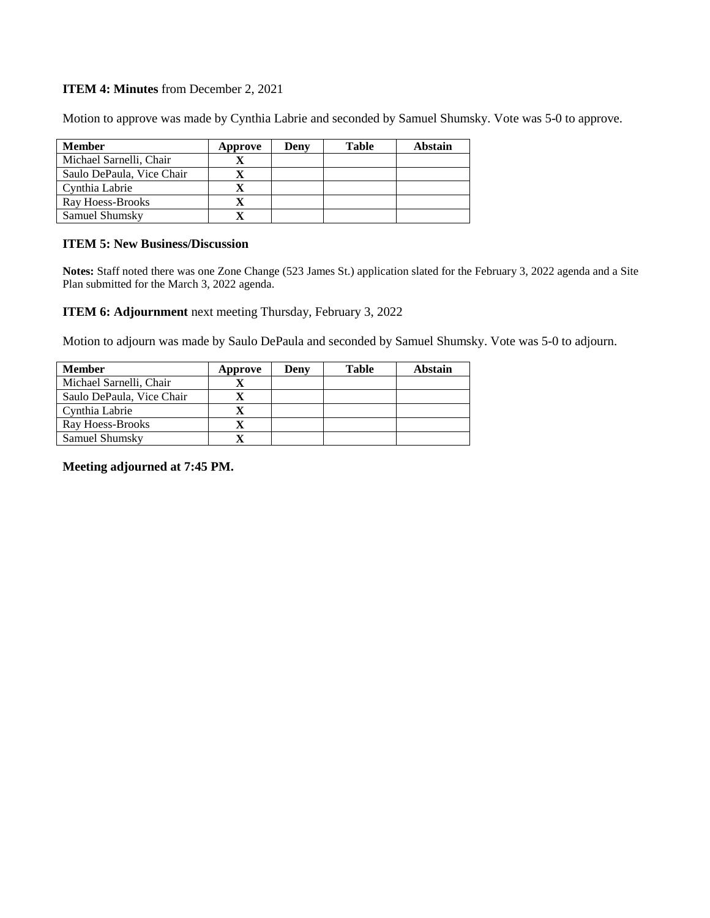**ITEM 4: Minutes** from December 2, 2021

Motion to approve was made by Cynthia Labrie and seconded by Samuel Shumsky. Vote was 5-0 to approve.

| Member | Approve | Deny | Table | Abstain |
|---|---|---|---|---|
| Michael Sarnelli, Chair | X | | | |
| Saulo DePaula, Vice Chair | X | | | |
| Cynthia Labrie | X | | | |
| Ray Hoess-Brooks | X | | | |
| Samuel Shumsky | X | | | |

**ITEM 5: New Business/Discussion**

**Notes:** Staff noted there was one Zone Change (523 James St.) application slated for the February 3, 2022 agenda and a Site Plan submitted for the March 3, 2022 agenda.

**ITEM 6: Adjournment** next meeting Thursday, February 3, 2022

Motion to adjourn was made by Saulo DePaula and seconded by Samuel Shumsky. Vote was 5-0 to adjourn.

| Member | Approve | Deny | Table | Abstain |
|---|---|---|---|---|
| Michael Sarnelli, Chair | X | | | |
| Saulo DePaula, Vice Chair | X | | | |
| Cynthia Labrie | X | | | |
| Ray Hoess-Brooks | X | | | |
| Samuel Shumsky | X | | | |

**Meeting adjourned at 7:45 PM.**